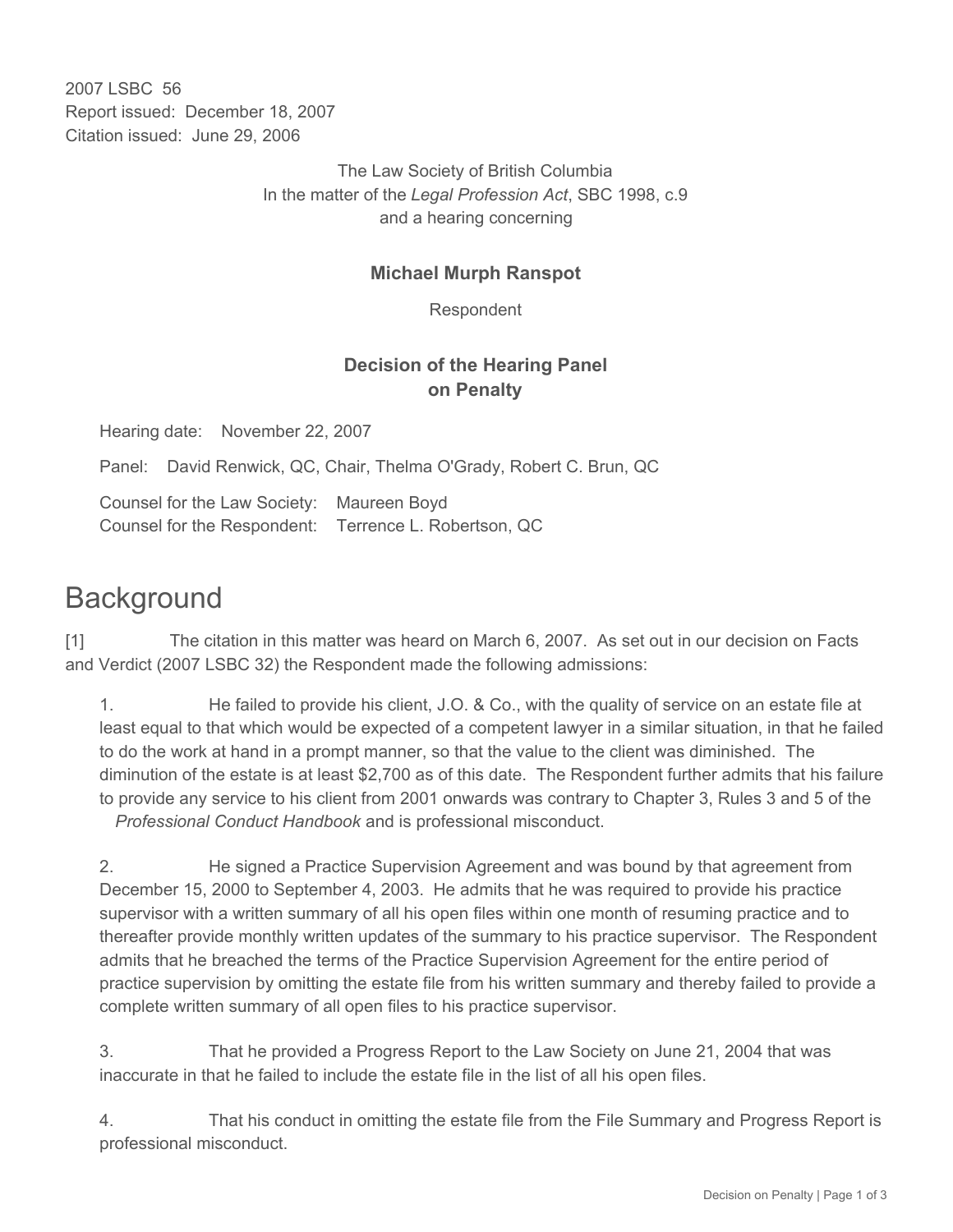2007 LSBC 56
Report issued: December 18, 2007
Citation issued: June 29, 2006

The Law Society of British Columbia
In the matter of the *Legal Profession Act*, SBC 1998, c.9
and a hearing concerning

**Michael Murph Ranspot**

Respondent

**Decision of the Hearing Panel on Penalty**

Hearing date: November 22, 2007

Panel: David Renwick, QC, Chair, Thelma O'Grady, Robert C. Brun, QC

Counsel for the Law Society: Maureen Boyd
Counsel for the Respondent: Terrence L. Robertson, QC

# Background

[1] The citation in this matter was heard on March 6, 2007. As set out in our decision on Facts and Verdict (2007 LSBC 32) the Respondent made the following admissions:

1. He failed to provide his client, J.O. & Co., with the quality of service on an estate file at least equal to that which would be expected of a competent lawyer in a similar situation, in that he failed to do the work at hand in a prompt manner, so that the value to the client was diminished. The diminution of the estate is at least $2,700 as of this date. The Respondent further admits that his failure to provide any service to his client from 2001 onwards was contrary to Chapter 3, Rules 3 and 5 of the *Professional Conduct Handbook* and is professional misconduct.

2. He signed a Practice Supervision Agreement and was bound by that agreement from December 15, 2000 to September 4, 2003. He admits that he was required to provide his practice supervisor with a written summary of all his open files within one month of resuming practice and to thereafter provide monthly written updates of the summary to his practice supervisor. The Respondent admits that he breached the terms of the Practice Supervision Agreement for the entire period of practice supervision by omitting the estate file from his written summary and thereby failed to provide a complete written summary of all open files to his practice supervisor.

3. That he provided a Progress Report to the Law Society on June 21, 2004 that was inaccurate in that he failed to include the estate file in the list of all his open files.

4. That his conduct in omitting the estate file from the File Summary and Progress Report is professional misconduct.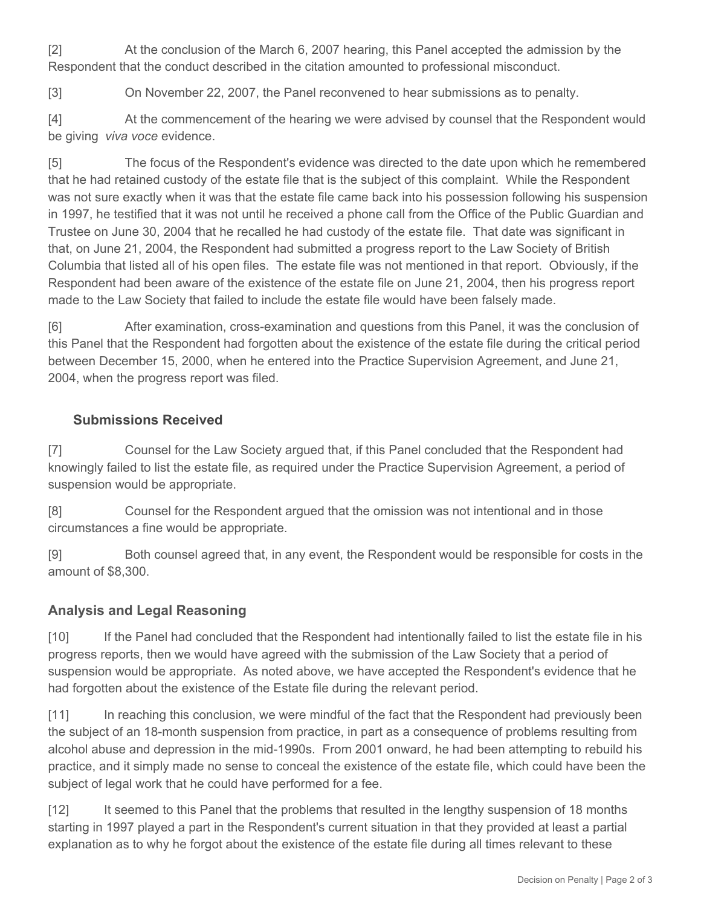[2] At the conclusion of the March 6, 2007 hearing, this Panel accepted the admission by the Respondent that the conduct described in the citation amounted to professional misconduct.

[3] On November 22, 2007, the Panel reconvened to hear submissions as to penalty.

[4] At the commencement of the hearing we were advised by counsel that the Respondent would be giving *viva voce* evidence.

[5] The focus of the Respondent's evidence was directed to the date upon which he remembered that he had retained custody of the estate file that is the subject of this complaint. While the Respondent was not sure exactly when it was that the estate file came back into his possession following his suspension in 1997, he testified that it was not until he received a phone call from the Office of the Public Guardian and Trustee on June 30, 2004 that he recalled he had custody of the estate file. That date was significant in that, on June 21, 2004, the Respondent had submitted a progress report to the Law Society of British Columbia that listed all of his open files. The estate file was not mentioned in that report. Obviously, if the Respondent had been aware of the existence of the estate file on June 21, 2004, then his progress report made to the Law Society that failed to include the estate file would have been falsely made.

[6] After examination, cross-examination and questions from this Panel, it was the conclusion of this Panel that the Respondent had forgotten about the existence of the estate file during the critical period between December 15, 2000, when he entered into the Practice Supervision Agreement, and June 21, 2004, when the progress report was filed.

### Submissions Received

[7] Counsel for the Law Society argued that, if this Panel concluded that the Respondent had knowingly failed to list the estate file, as required under the Practice Supervision Agreement, a period of suspension would be appropriate.

[8] Counsel for the Respondent argued that the omission was not intentional and in those circumstances a fine would be appropriate.

[9] Both counsel agreed that, in any event, the Respondent would be responsible for costs in the amount of $8,300.

## Analysis and Legal Reasoning

[10] If the Panel had concluded that the Respondent had intentionally failed to list the estate file in his progress reports, then we would have agreed with the submission of the Law Society that a period of suspension would be appropriate. As noted above, we have accepted the Respondent's evidence that he had forgotten about the existence of the Estate file during the relevant period.

[11] In reaching this conclusion, we were mindful of the fact that the Respondent had previously been the subject of an 18-month suspension from practice, in part as a consequence of problems resulting from alcohol abuse and depression in the mid-1990s. From 2001 onward, he had been attempting to rebuild his practice, and it simply made no sense to conceal the existence of the estate file, which could have been the subject of legal work that he could have performed for a fee.

[12] It seemed to this Panel that the problems that resulted in the lengthy suspension of 18 months starting in 1997 played a part in the Respondent's current situation in that they provided at least a partial explanation as to why he forgot about the existence of the estate file during all times relevant to these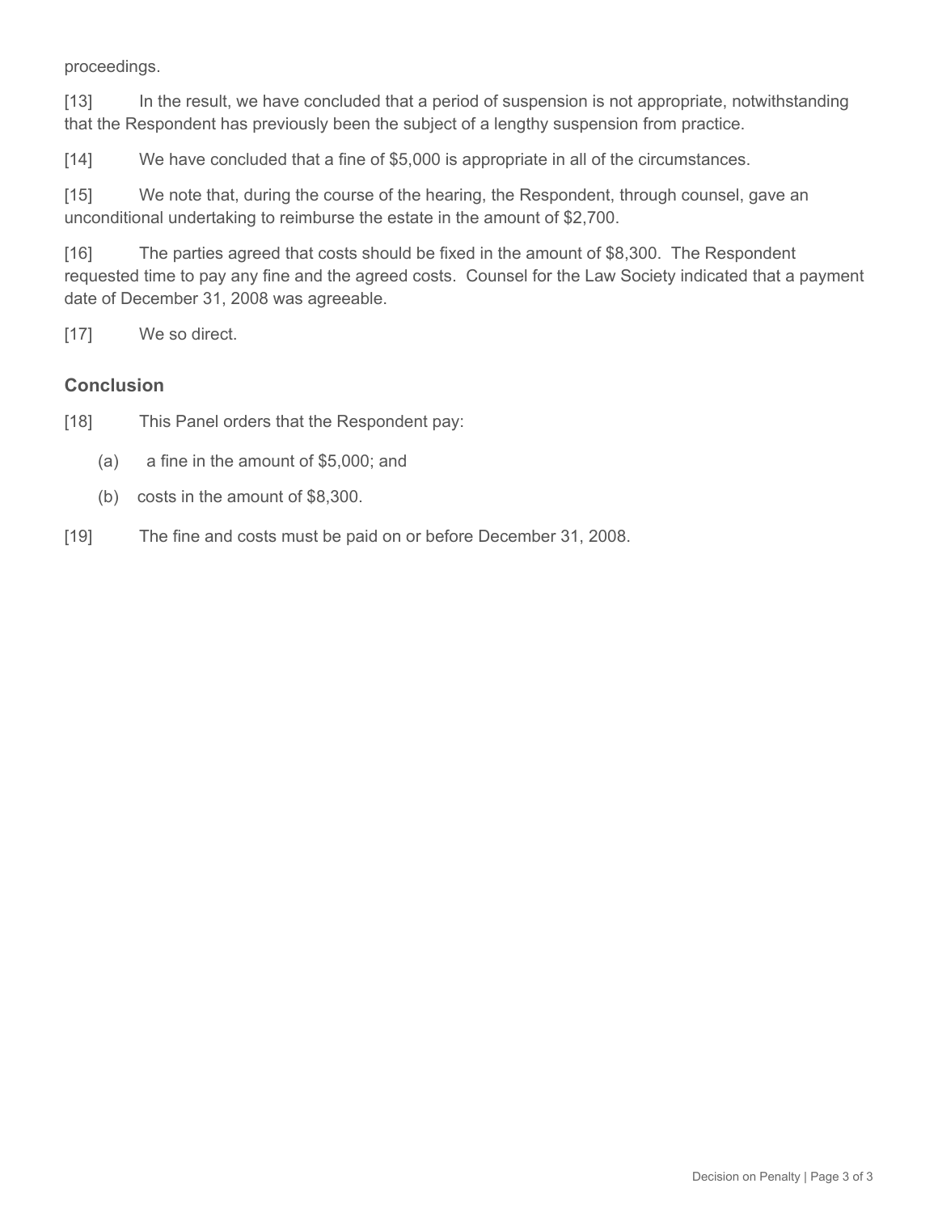proceedings.

[13] In the result, we have concluded that a period of suspension is not appropriate, notwithstanding that the Respondent has previously been the subject of a lengthy suspension from practice.

[14] We have concluded that a fine of $5,000 is appropriate in all of the circumstances.

[15] We note that, during the course of the hearing, the Respondent, through counsel, gave an unconditional undertaking to reimburse the estate in the amount of $2,700.

[16] The parties agreed that costs should be fixed in the amount of $8,300. The Respondent requested time to pay any fine and the agreed costs. Counsel for the Law Society indicated that a payment date of December 31, 2008 was agreeable.

[17] We so direct.

## Conclusion

[18] This Panel orders that the Respondent pay:

(a) a fine in the amount of $5,000; and

(b) costs in the amount of $8,300.

[19] The fine and costs must be paid on or before December 31, 2008.